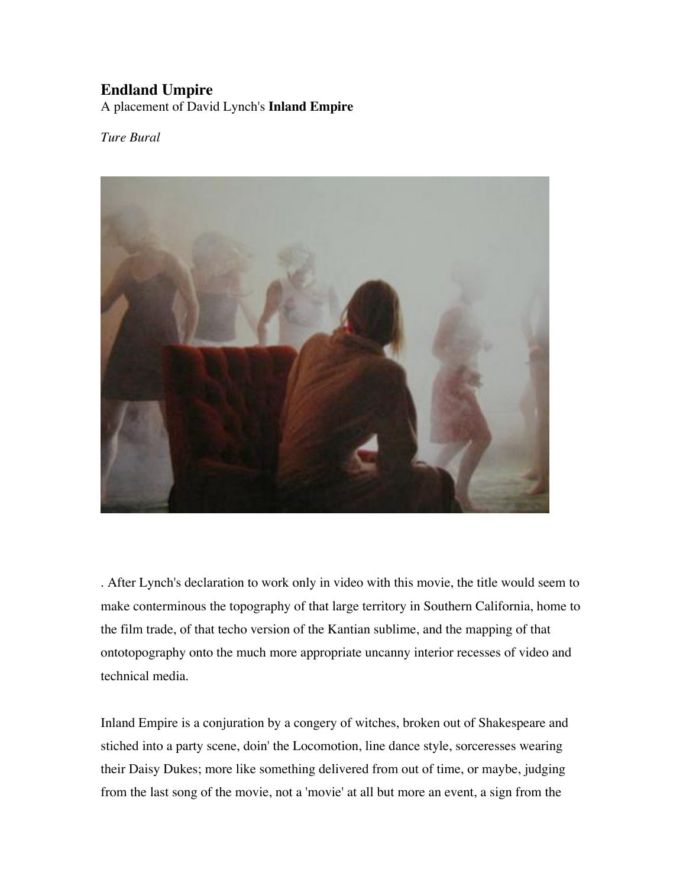# Endland Umpire

A placement of David Lynch's **Inland Empire**

*Ture Bural*

. After Lynch's declaration to work only in video with this movie, the title would seem to make conterminous the topography of that large territory in Southern California, home to the film trade, of that techo version of the Kantian sublime, and the mapping of that ontotopography onto the much more appropriate uncanny interior recesses of video and technical media.

Inland Empire is a conjuration by a congery of witches, broken out of Shakespeare and stiched into a party scene, doin' the Locomotion, line dance style, sorceresses wearing their Daisy Dukes; more like something delivered from out of time, or maybe, judging from the last song of the movie, not a 'movie' at all but more an event, a sign from the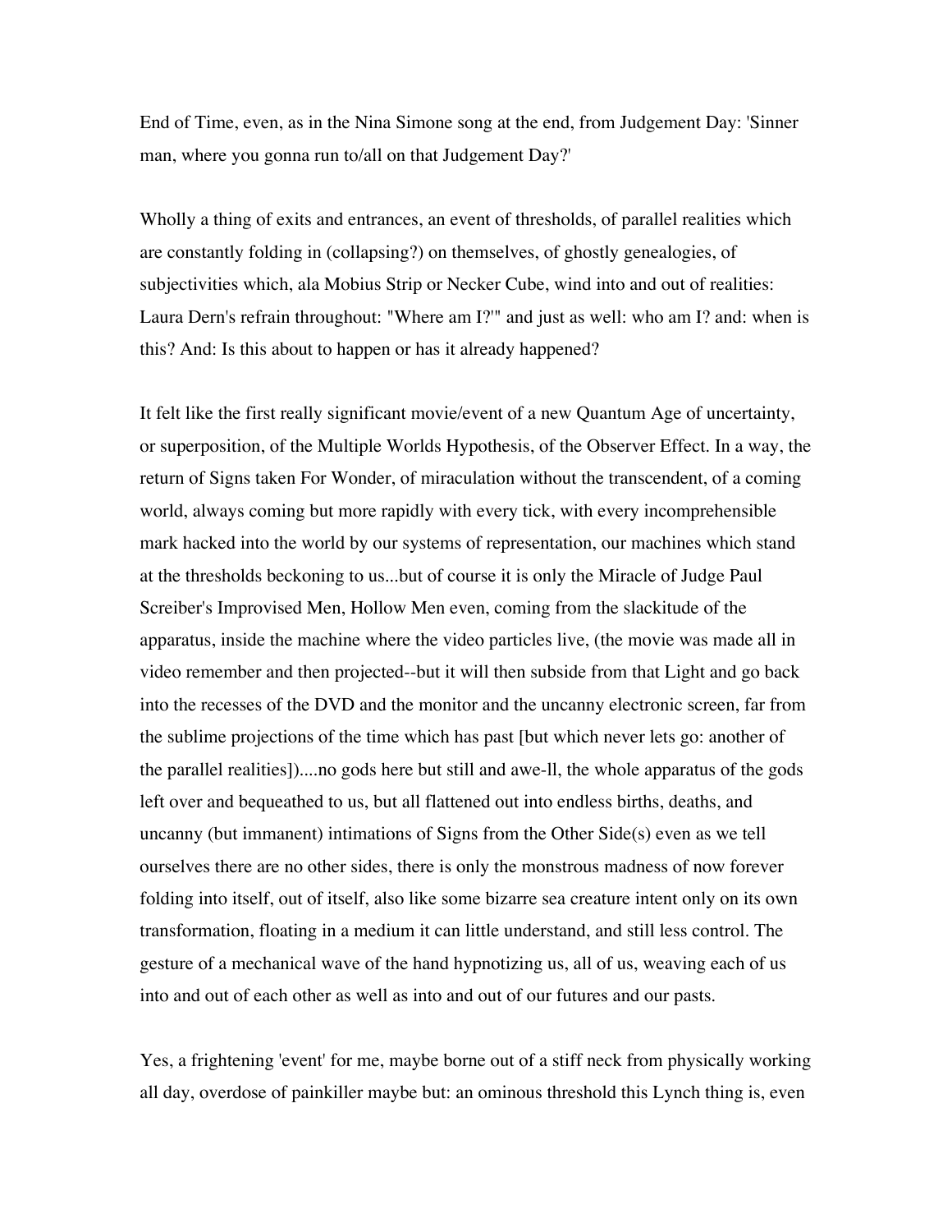End of Time, even, as in the Nina Simone song at the end, from Judgement Day: 'Sinner man, where you gonna run to/all on that Judgement Day?'

Wholly a thing of exits and entrances, an event of thresholds, of parallel realities which are constantly folding in (collapsing?) on themselves, of ghostly genealogies, of subjectivities which, ala Mobius Strip or Necker Cube, wind into and out of realities: Laura Dern's refrain throughout: "Where am I?'" and just as well: who am I? and: when is this? And: Is this about to happen or has it already happened?

It felt like the first really significant movie/event of a new Quantum Age of uncertainty, or superposition, of the Multiple Worlds Hypothesis, of the Observer Effect. In a way, the return of Signs taken For Wonder, of miraculation without the transcendent, of a coming world, always coming but more rapidly with every tick, with every incomprehensible mark hacked into the world by our systems of representation, our machines which stand at the thresholds beckoning to us...but of course it is only the Miracle of Judge Paul Screiber's Improvised Men, Hollow Men even, coming from the slackitude of the apparatus, inside the machine where the video particles live, (the movie was made all in video remember and then projected--but it will then subside from that Light and go back into the recesses of the DVD and the monitor and the uncanny electronic screen, far from the sublime projections of the time which has past [but which never lets go: another of the parallel realities])....no gods here but still and awe-ll, the whole apparatus of the gods left over and bequeathed to us, but all flattened out into endless births, deaths, and uncanny (but immanent) intimations of Signs from the Other Side(s) even as we tell ourselves there are no other sides, there is only the monstrous madness of now forever folding into itself, out of itself, also like some bizarre sea creature intent only on its own transformation, floating in a medium it can little understand, and still less control. The gesture of a mechanical wave of the hand hypnotizing us, all of us, weaving each of us into and out of each other as well as into and out of our futures and our pasts.

Yes, a frightening 'event' for me, maybe borne out of a stiff neck from physically working all day, overdose of painkiller maybe but: an ominous threshold this Lynch thing is, even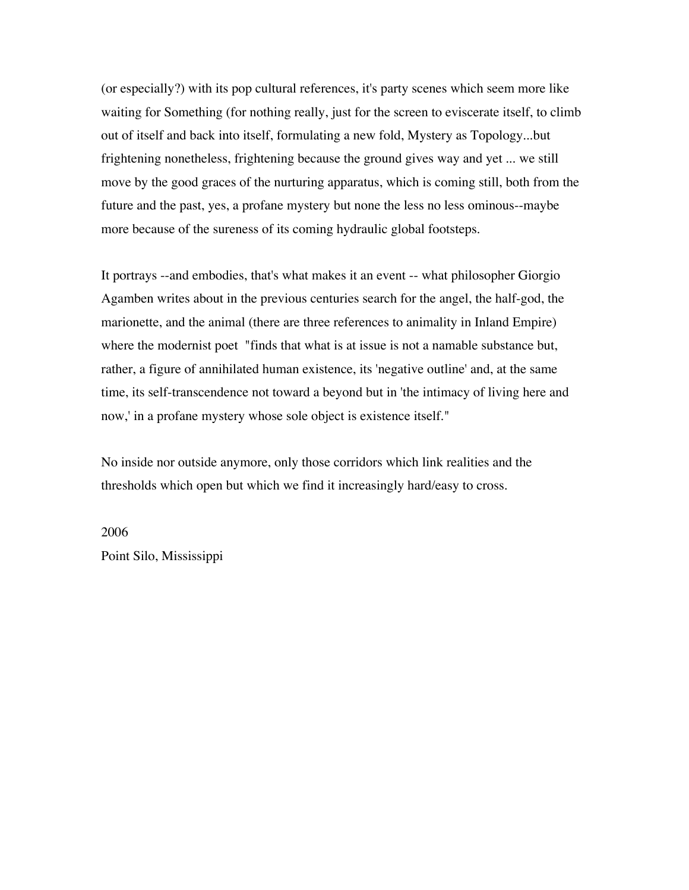(or especially?) with its pop cultural references, it's party scenes which seem more like waiting for Something (for nothing really, just for the screen to eviscerate itself, to climb out of itself and back into itself, formulating a new fold, Mystery as Topology...but frightening nonetheless, frightening because the ground gives way and yet ... we still move by the good graces of the nurturing apparatus, which is coming still, both from the future and the past, yes, a profane mystery but none the less no less ominous--maybe more because of the sureness of its coming hydraulic global footsteps.

It portrays --and embodies, that's what makes it an event -- what philosopher Giorgio Agamben writes about in the previous centuries search for the angel, the half-god, the marionette, and the animal (there are three references to animality in Inland Empire) where the modernist poet  "finds that what is at issue is not a namable substance but, rather, a figure of annihilated human existence, its 'negative outline' and, at the same time, its self-transcendence not toward a beyond but in 'the intimacy of living here and now,' in a profane mystery whose sole object is existence itself."

No inside nor outside anymore, only those corridors which link realities and the thresholds which open but which we find it increasingly hard/easy to cross.

2006
Point Silo, Mississippi